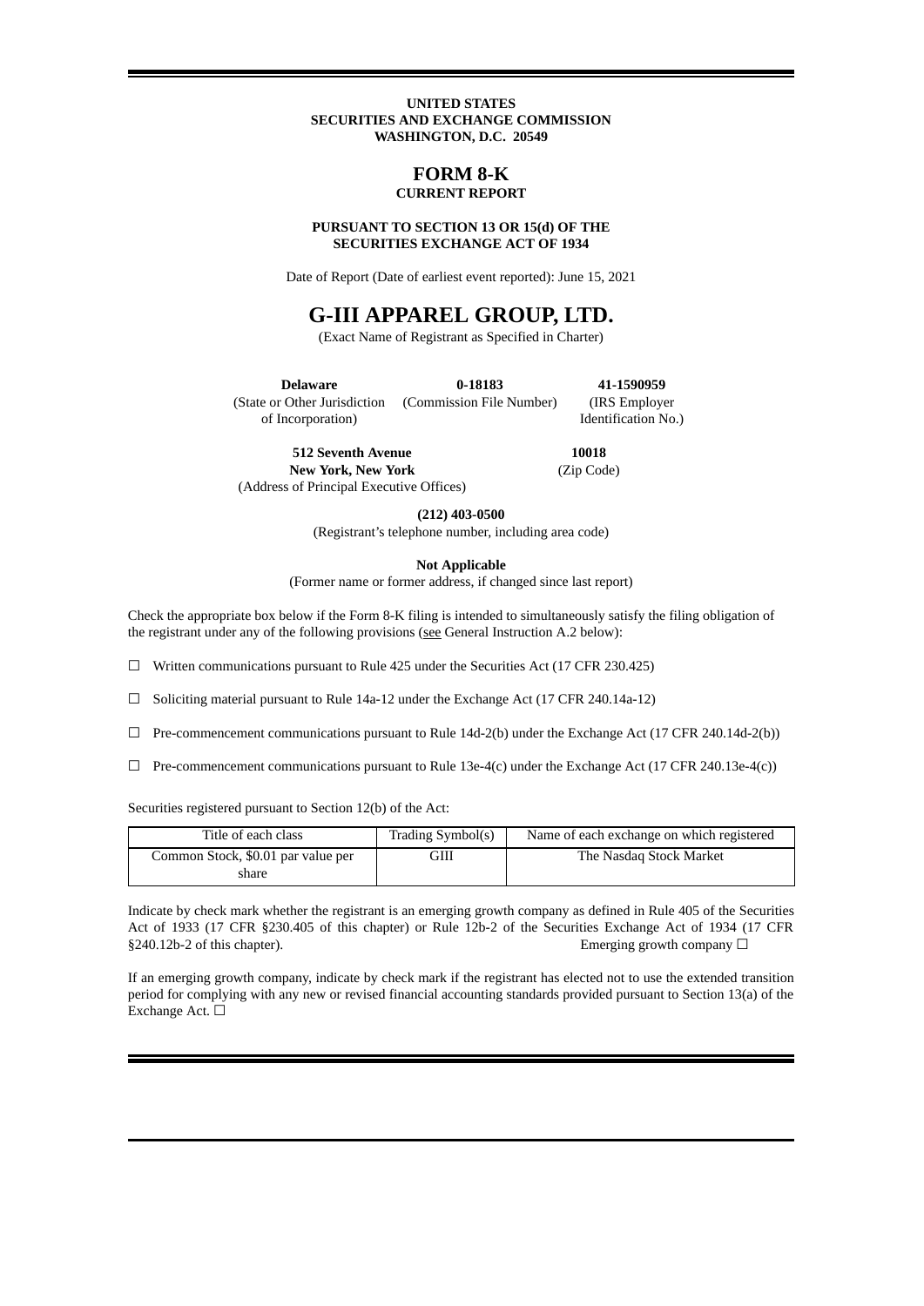**UNITED STATES**
**SECURITIES AND EXCHANGE COMMISSION**
**WASHINGTON, D.C. 20549**

# FORM 8-K

**CURRENT REPORT**

**PURSUANT TO SECTION 13 OR 15(d) OF THE SECURITIES EXCHANGE ACT OF 1934**

Date of Report (Date of earliest event reported): June 15, 2021

# G-III APPAREL GROUP, LTD.

(Exact Name of Registrant as Specified in Charter)

| **Delaware** | **0-18183** | **41-1590959** |
|---|---|---|
| (State or Other Jurisdiction of Incorporation) | (Commission File Number) | (IRS Employer Identification No.) |

| **512 Seventh Avenue New York, New York** | **10018** |
|---|---|
| (Address of Principal Executive Offices) | (Zip Code) |

**(212) 403-0500**
(Registrant's telephone number, including area code)

**Not Applicable**
(Former name or former address, if changed since last report)

Check the appropriate box below if the Form 8-K filing is intended to simultaneously satisfy the filing obligation of the registrant under any of the following provisions (see General Instruction A.2 below):

☐ Written communications pursuant to Rule 425 under the Securities Act (17 CFR 230.425)

☐ Soliciting material pursuant to Rule 14a-12 under the Exchange Act (17 CFR 240.14a-12)

☐ Pre-commencement communications pursuant to Rule 14d-2(b) under the Exchange Act (17 CFR 240.14d-2(b))

☐ Pre-commencement communications pursuant to Rule 13e-4(c) under the Exchange Act (17 CFR 240.13e-4(c))

Securities registered pursuant to Section 12(b) of the Act:

| Title of each class | Trading Symbol(s) | Name of each exchange on which registered |
|---|---|---|
| Common Stock, $0.01 par value per share | GIII | The Nasdaq Stock Market |

Indicate by check mark whether the registrant is an emerging growth company as defined in Rule 405 of the Securities Act of 1933 (17 CFR §230.405 of this chapter) or Rule 12b-2 of the Securities Exchange Act of 1934 (17 CFR §240.12b-2 of this chapter). Emerging growth company ☐

If an emerging growth company, indicate by check mark if the registrant has elected not to use the extended transition period for complying with any new or revised financial accounting standards provided pursuant to Section 13(a) of the Exchange Act. ☐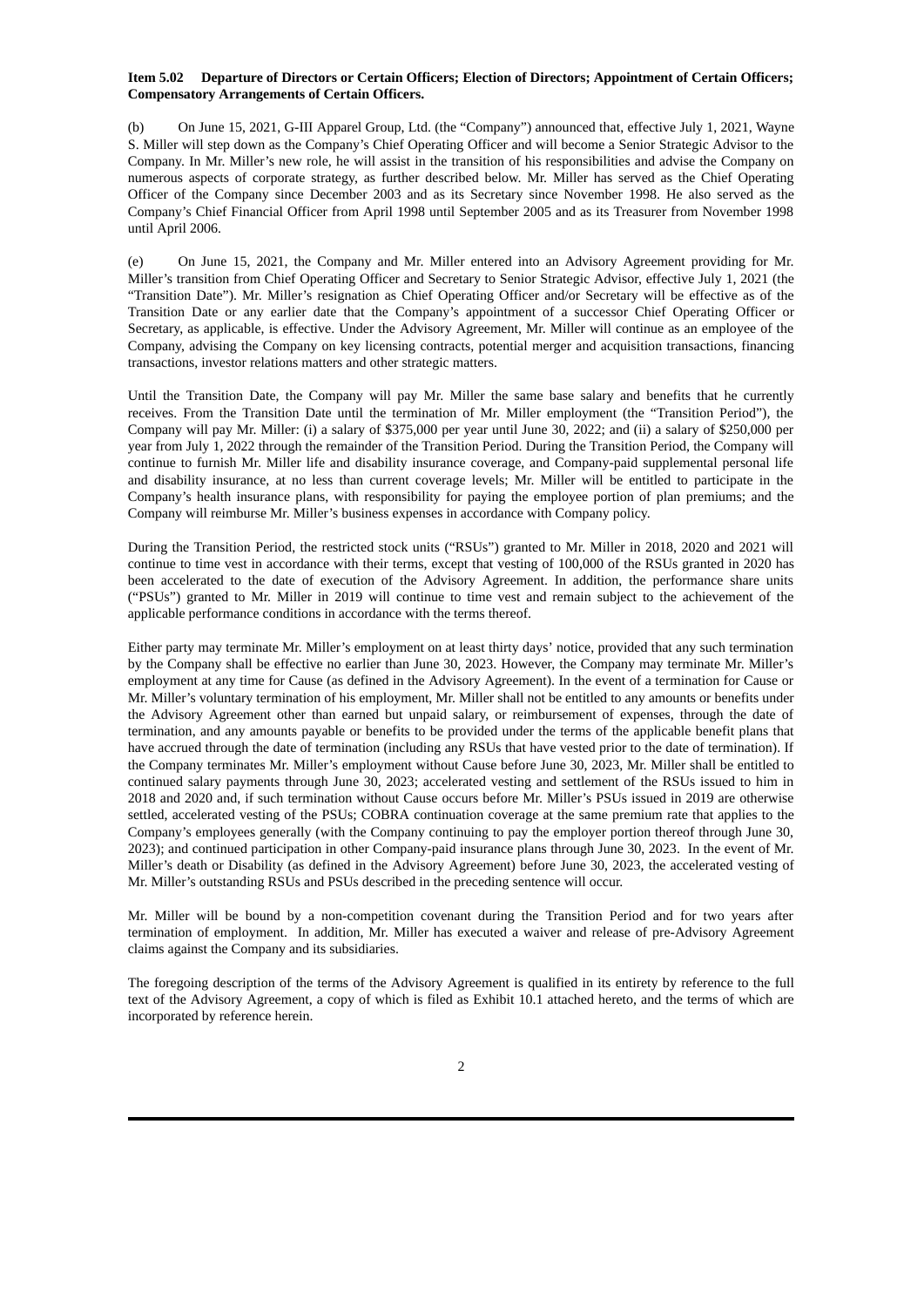**Item 5.02 Departure of Directors or Certain Officers; Election of Directors; Appointment of Certain Officers; Compensatory Arrangements of Certain Officers.**

(b) On June 15, 2021, G-III Apparel Group, Ltd. (the "Company") announced that, effective July 1, 2021, Wayne S. Miller will step down as the Company's Chief Operating Officer and will become a Senior Strategic Advisor to the Company. In Mr. Miller's new role, he will assist in the transition of his responsibilities and advise the Company on numerous aspects of corporate strategy, as further described below. Mr. Miller has served as the Chief Operating Officer of the Company since December 2003 and as its Secretary since November 1998. He also served as the Company's Chief Financial Officer from April 1998 until September 2005 and as its Treasurer from November 1998 until April 2006.

(e) On June 15, 2021, the Company and Mr. Miller entered into an Advisory Agreement providing for Mr. Miller's transition from Chief Operating Officer and Secretary to Senior Strategic Advisor, effective July 1, 2021 (the "Transition Date"). Mr. Miller's resignation as Chief Operating Officer and/or Secretary will be effective as of the Transition Date or any earlier date that the Company's appointment of a successor Chief Operating Officer or Secretary, as applicable, is effective. Under the Advisory Agreement, Mr. Miller will continue as an employee of the Company, advising the Company on key licensing contracts, potential merger and acquisition transactions, financing transactions, investor relations matters and other strategic matters.

Until the Transition Date, the Company will pay Mr. Miller the same base salary and benefits that he currently receives. From the Transition Date until the termination of Mr. Miller employment (the "Transition Period"), the Company will pay Mr. Miller: (i) a salary of $375,000 per year until June 30, 2022; and (ii) a salary of $250,000 per year from July 1, 2022 through the remainder of the Transition Period. During the Transition Period, the Company will continue to furnish Mr. Miller life and disability insurance coverage, and Company-paid supplemental personal life and disability insurance, at no less than current coverage levels; Mr. Miller will be entitled to participate in the Company's health insurance plans, with responsibility for paying the employee portion of plan premiums; and the Company will reimburse Mr. Miller's business expenses in accordance with Company policy.

During the Transition Period, the restricted stock units ("RSUs") granted to Mr. Miller in 2018, 2020 and 2021 will continue to time vest in accordance with their terms, except that vesting of 100,000 of the RSUs granted in 2020 has been accelerated to the date of execution of the Advisory Agreement. In addition, the performance share units ("PSUs") granted to Mr. Miller in 2019 will continue to time vest and remain subject to the achievement of the applicable performance conditions in accordance with the terms thereof.

Either party may terminate Mr. Miller's employment on at least thirty days' notice, provided that any such termination by the Company shall be effective no earlier than June 30, 2023. However, the Company may terminate Mr. Miller's employment at any time for Cause (as defined in the Advisory Agreement). In the event of a termination for Cause or Mr. Miller's voluntary termination of his employment, Mr. Miller shall not be entitled to any amounts or benefits under the Advisory Agreement other than earned but unpaid salary, or reimbursement of expenses, through the date of termination, and any amounts payable or benefits to be provided under the terms of the applicable benefit plans that have accrued through the date of termination (including any RSUs that have vested prior to the date of termination). If the Company terminates Mr. Miller's employment without Cause before June 30, 2023, Mr. Miller shall be entitled to continued salary payments through June 30, 2023; accelerated vesting and settlement of the RSUs issued to him in 2018 and 2020 and, if such termination without Cause occurs before Mr. Miller's PSUs issued in 2019 are otherwise settled, accelerated vesting of the PSUs; COBRA continuation coverage at the same premium rate that applies to the Company's employees generally (with the Company continuing to pay the employer portion thereof through June 30, 2023); and continued participation in other Company-paid insurance plans through June 30, 2023. In the event of Mr. Miller's death or Disability (as defined in the Advisory Agreement) before June 30, 2023, the accelerated vesting of Mr. Miller's outstanding RSUs and PSUs described in the preceding sentence will occur.

Mr. Miller will be bound by a non-competition covenant during the Transition Period and for two years after termination of employment. In addition, Mr. Miller has executed a waiver and release of pre-Advisory Agreement claims against the Company and its subsidiaries.

The foregoing description of the terms of the Advisory Agreement is qualified in its entirety by reference to the full text of the Advisory Agreement, a copy of which is filed as Exhibit 10.1 attached hereto, and the terms of which are incorporated by reference herein.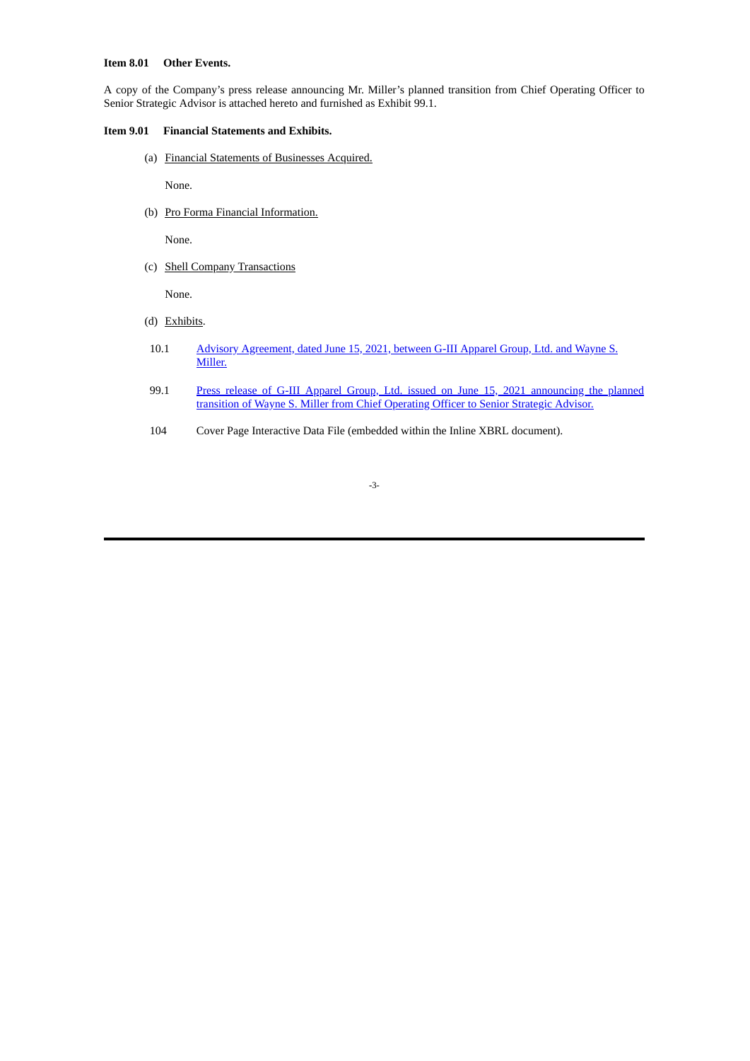**Item 8.01 Other Events.**

A copy of the Company's press release announcing Mr. Miller's planned transition from Chief Operating Officer to Senior Strategic Advisor is attached hereto and furnished as Exhibit 99.1.

**Item 9.01 Financial Statements and Exhibits.**

(a) Financial Statements of Businesses Acquired.

None.

(b) Pro Forma Financial Information.

None.

(c) Shell Company Transactions

None.

(d) Exhibits.

| | |
|---|---|
| 10.1 | Advisory Agreement, dated June 15, 2021, between G-III Apparel Group, Ltd. and Wayne S. Miller. |
| 99.1 | Press release of G-III Apparel Group, Ltd. issued on June 15, 2021 announcing the planned transition of Wayne S. Miller from Chief Operating Officer to Senior Strategic Advisor. |
| 104 | Cover Page Interactive Data File (embedded within the Inline XBRL document). |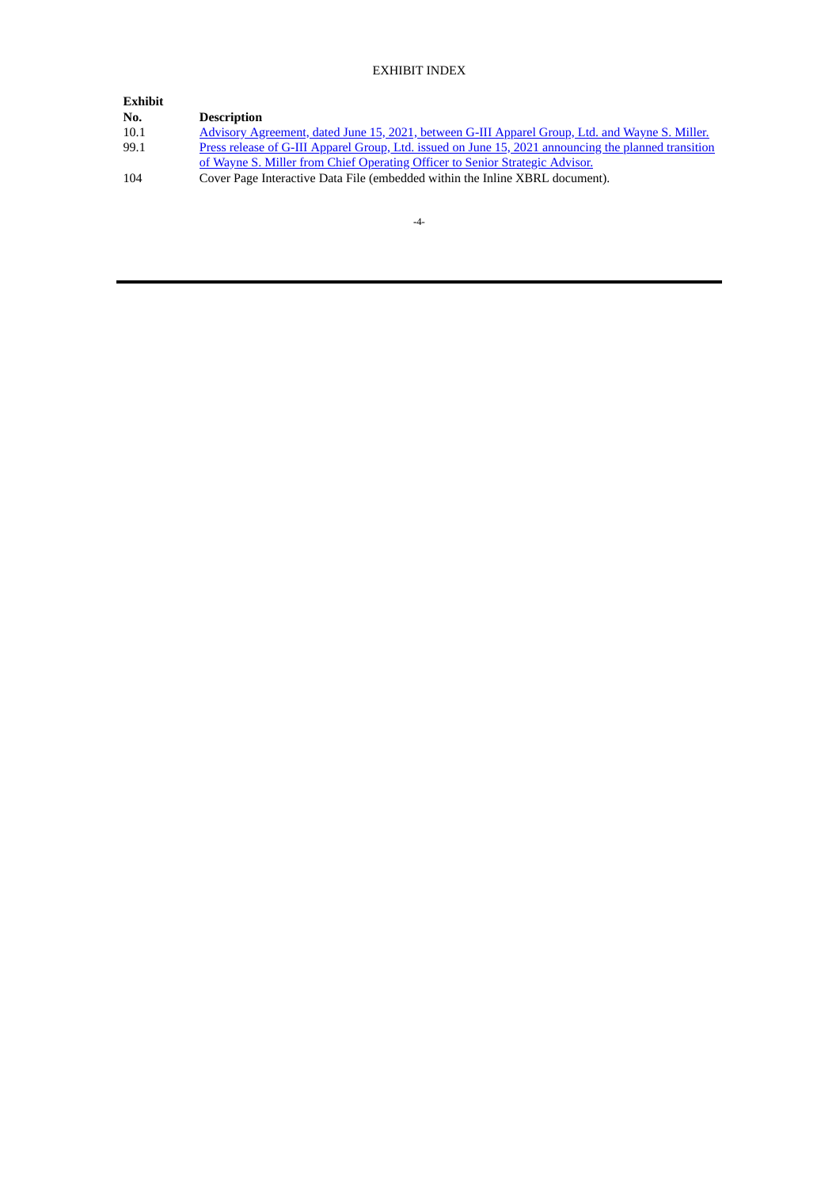EXHIBIT INDEX

| Exhibit No. | Description |
|---|---|
| 10.1 | Advisory Agreement, dated June 15, 2021, between G-III Apparel Group, Ltd. and Wayne S. Miller. |
| 99.1 | Press release of G-III Apparel Group, Ltd. issued on June 15, 2021 announcing the planned transition of Wayne S. Miller from Chief Operating Officer to Senior Strategic Advisor. |
| 104 | Cover Page Interactive Data File (embedded within the Inline XBRL document). |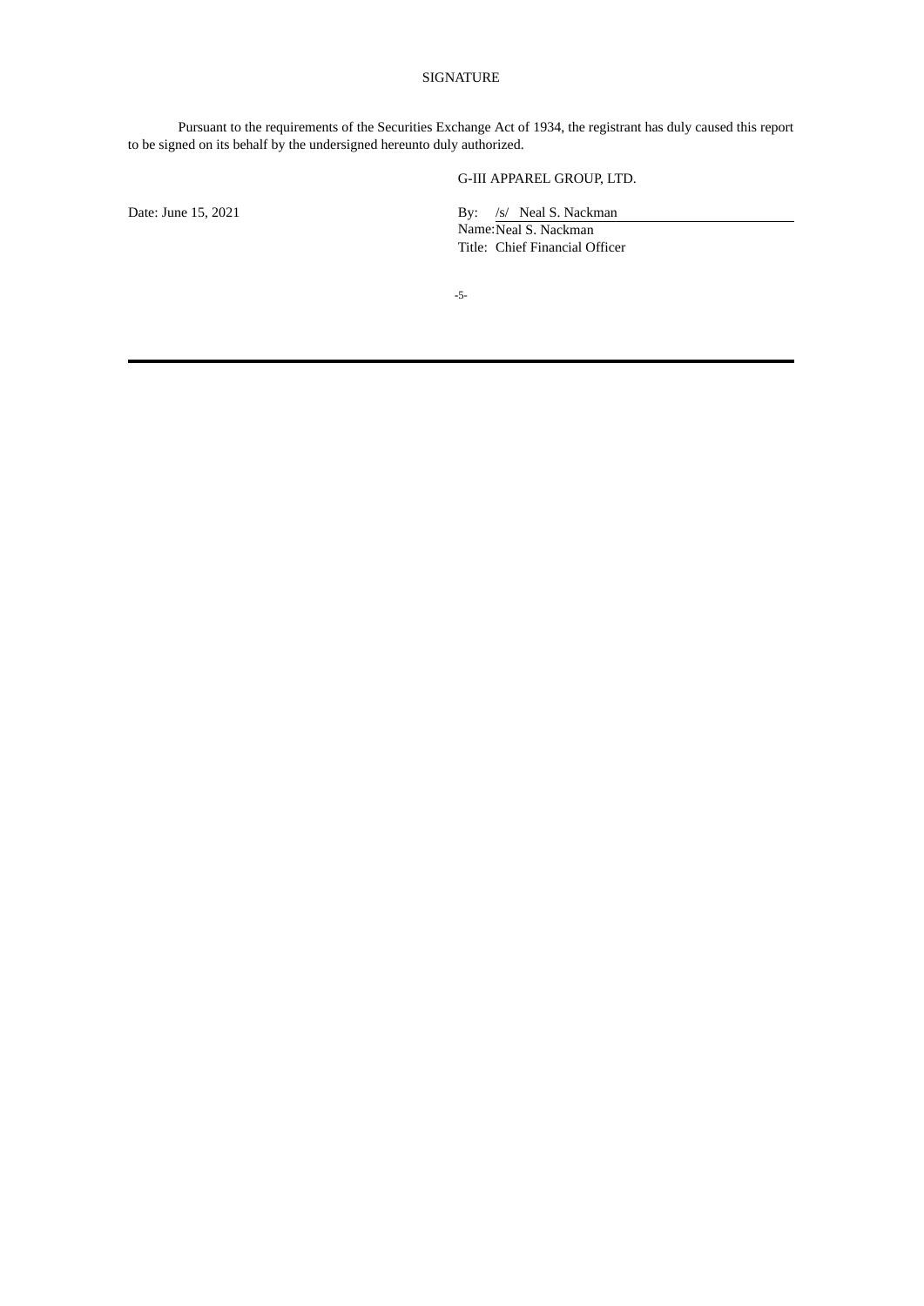# SIGNATURE

Pursuant to the requirements of the Securities Exchange Act of 1934, the registrant has duly caused this report to be signed on its behalf by the undersigned hereunto duly authorized.

G-III APPAREL GROUP, LTD.

Date: June 15, 2021

By: /s/ Neal S. Nackman
Name: Neal S. Nackman
Title: Chief Financial Officer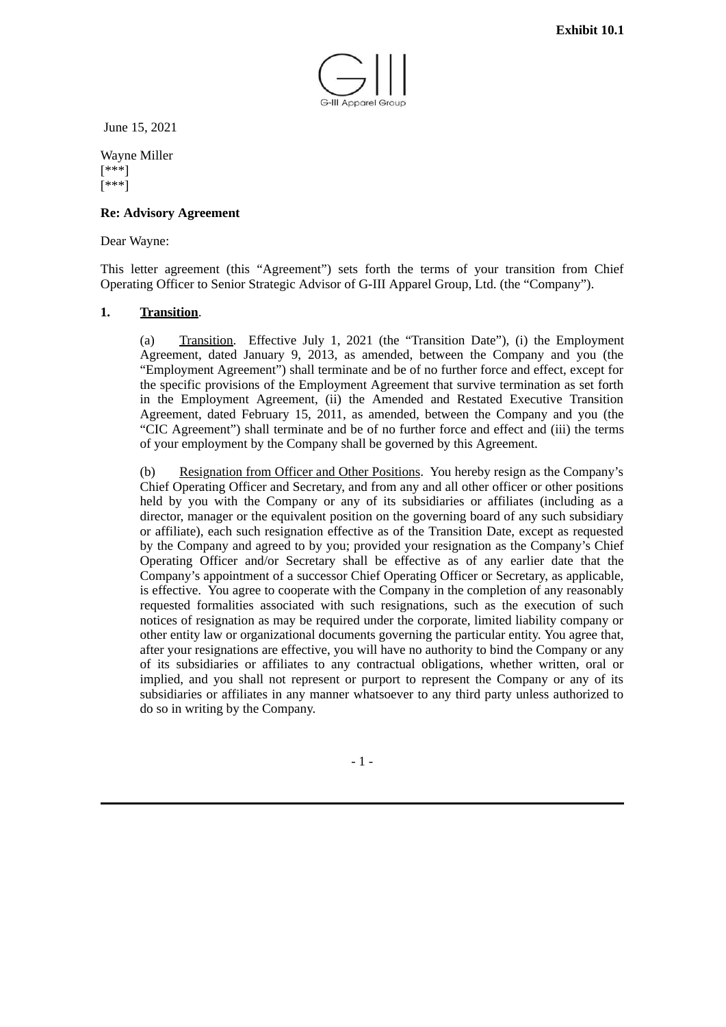**Exhibit 10.1**

G-III Apparel Group

June 15, 2021

Wayne Miller
[***]
[***]

**Re: Advisory Agreement**

Dear Wayne:

This letter agreement (this "Agreement") sets forth the terms of your transition from Chief Operating Officer to Senior Strategic Advisor of G-III Apparel Group, Ltd. (the "Company").

**1. Transition**.

(a) Transition. Effective July 1, 2021 (the "Transition Date"), (i) the Employment Agreement, dated January 9, 2013, as amended, between the Company and you (the "Employment Agreement") shall terminate and be of no further force and effect, except for the specific provisions of the Employment Agreement that survive termination as set forth in the Employment Agreement, (ii) the Amended and Restated Executive Transition Agreement, dated February 15, 2011, as amended, between the Company and you (the "CIC Agreement") shall terminate and be of no further force and effect and (iii) the terms of your employment by the Company shall be governed by this Agreement.

(b) Resignation from Officer and Other Positions. You hereby resign as the Company's Chief Operating Officer and Secretary, and from any and all other officer or other positions held by you with the Company or any of its subsidiaries or affiliates (including as a director, manager or the equivalent position on the governing board of any such subsidiary or affiliate), each such resignation effective as of the Transition Date, except as requested by the Company and agreed to by you; provided your resignation as the Company's Chief Operating Officer and/or Secretary shall be effective as of any earlier date that the Company's appointment of a successor Chief Operating Officer or Secretary, as applicable, is effective. You agree to cooperate with the Company in the completion of any reasonably requested formalities associated with such resignations, such as the execution of such notices of resignation as may be required under the corporate, limited liability company or other entity law or organizational documents governing the particular entity. You agree that, after your resignations are effective, you will have no authority to bind the Company or any of its subsidiaries or affiliates to any contractual obligations, whether written, oral or implied, and you shall not represent or purport to represent the Company or any of its subsidiaries or affiliates in any manner whatsoever to any third party unless authorized to do so in writing by the Company.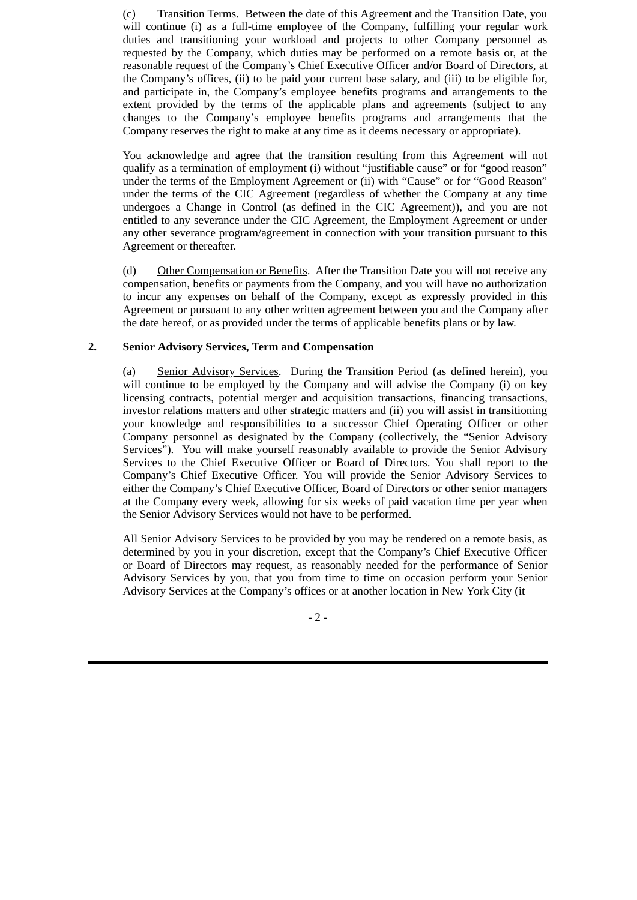(c) Transition Terms. Between the date of this Agreement and the Transition Date, you will continue (i) as a full-time employee of the Company, fulfilling your regular work duties and transitioning your workload and projects to other Company personnel as requested by the Company, which duties may be performed on a remote basis or, at the reasonable request of the Company's Chief Executive Officer and/or Board of Directors, at the Company's offices, (ii) to be paid your current base salary, and (iii) to be eligible for, and participate in, the Company's employee benefits programs and arrangements to the extent provided by the terms of the applicable plans and agreements (subject to any changes to the Company's employee benefits programs and arrangements that the Company reserves the right to make at any time as it deems necessary or appropriate).

You acknowledge and agree that the transition resulting from this Agreement will not qualify as a termination of employment (i) without "justifiable cause" or for "good reason" under the terms of the Employment Agreement or (ii) with "Cause" or for "Good Reason" under the terms of the CIC Agreement (regardless of whether the Company at any time undergoes a Change in Control (as defined in the CIC Agreement)), and you are not entitled to any severance under the CIC Agreement, the Employment Agreement or under any other severance program/agreement in connection with your transition pursuant to this Agreement or thereafter.

(d) Other Compensation or Benefits. After the Transition Date you will not receive any compensation, benefits or payments from the Company, and you will have no authorization to incur any expenses on behalf of the Company, except as expressly provided in this Agreement or pursuant to any other written agreement between you and the Company after the date hereof, or as provided under the terms of applicable benefits plans or by law.

**2. Senior Advisory Services, Term and Compensation**

(a) Senior Advisory Services. During the Transition Period (as defined herein), you will continue to be employed by the Company and will advise the Company (i) on key licensing contracts, potential merger and acquisition transactions, financing transactions, investor relations matters and other strategic matters and (ii) you will assist in transitioning your knowledge and responsibilities to a successor Chief Operating Officer or other Company personnel as designated by the Company (collectively, the "Senior Advisory Services"). You will make yourself reasonably available to provide the Senior Advisory Services to the Chief Executive Officer or Board of Directors. You shall report to the Company's Chief Executive Officer. You will provide the Senior Advisory Services to either the Company's Chief Executive Officer, Board of Directors or other senior managers at the Company every week, allowing for six weeks of paid vacation time per year when the Senior Advisory Services would not have to be performed.

All Senior Advisory Services to be provided by you may be rendered on a remote basis, as determined by you in your discretion, except that the Company's Chief Executive Officer or Board of Directors may request, as reasonably needed for the performance of Senior Advisory Services by you, that you from time to time on occasion perform your Senior Advisory Services at the Company's offices or at another location in New York City (it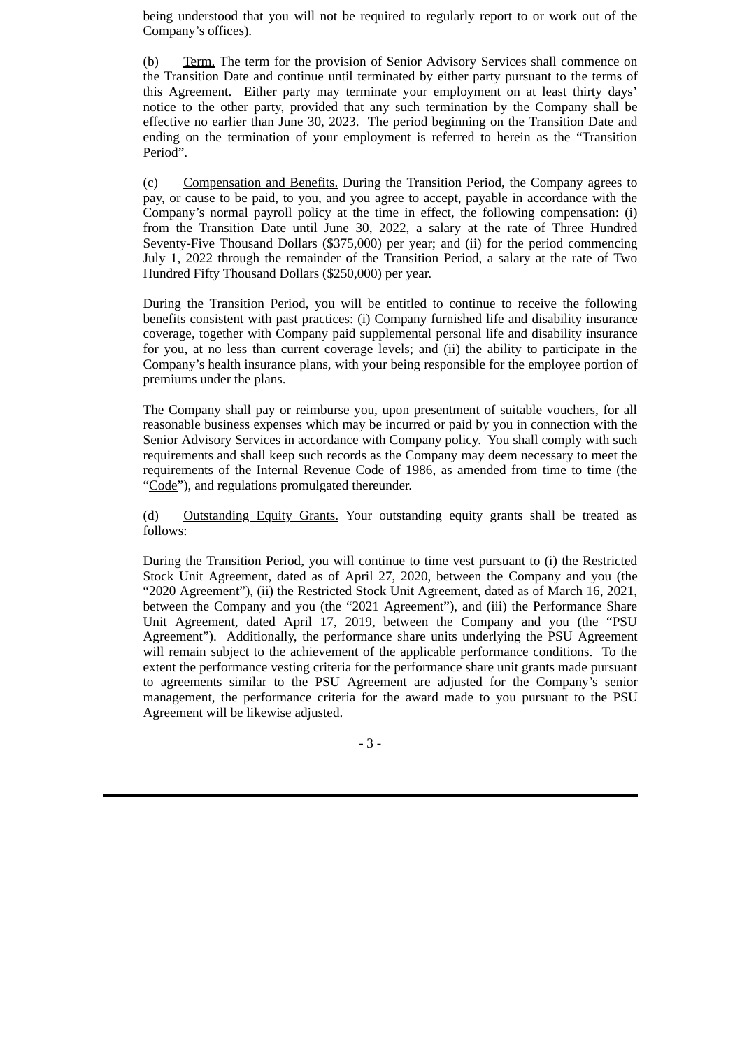being understood that you will not be required to regularly report to or work out of the Company's offices).

(b) Term. The term for the provision of Senior Advisory Services shall commence on the Transition Date and continue until terminated by either party pursuant to the terms of this Agreement. Either party may terminate your employment on at least thirty days' notice to the other party, provided that any such termination by the Company shall be effective no earlier than June 30, 2023. The period beginning on the Transition Date and ending on the termination of your employment is referred to herein as the "Transition Period".

(c) Compensation and Benefits. During the Transition Period, the Company agrees to pay, or cause to be paid, to you, and you agree to accept, payable in accordance with the Company's normal payroll policy at the time in effect, the following compensation: (i) from the Transition Date until June 30, 2022, a salary at the rate of Three Hundred Seventy-Five Thousand Dollars ($375,000) per year; and (ii) for the period commencing July 1, 2022 through the remainder of the Transition Period, a salary at the rate of Two Hundred Fifty Thousand Dollars ($250,000) per year.

During the Transition Period, you will be entitled to continue to receive the following benefits consistent with past practices: (i) Company furnished life and disability insurance coverage, together with Company paid supplemental personal life and disability insurance for you, at no less than current coverage levels; and (ii) the ability to participate in the Company's health insurance plans, with your being responsible for the employee portion of premiums under the plans.

The Company shall pay or reimburse you, upon presentment of suitable vouchers, for all reasonable business expenses which may be incurred or paid by you in connection with the Senior Advisory Services in accordance with Company policy. You shall comply with such requirements and shall keep such records as the Company may deem necessary to meet the requirements of the Internal Revenue Code of 1986, as amended from time to time (the "Code"), and regulations promulgated thereunder.

(d) Outstanding Equity Grants. Your outstanding equity grants shall be treated as follows:

During the Transition Period, you will continue to time vest pursuant to (i) the Restricted Stock Unit Agreement, dated as of April 27, 2020, between the Company and you (the "2020 Agreement"), (ii) the Restricted Stock Unit Agreement, dated as of March 16, 2021, between the Company and you (the "2021 Agreement"), and (iii) the Performance Share Unit Agreement, dated April 17, 2019, between the Company and you (the "PSU Agreement"). Additionally, the performance share units underlying the PSU Agreement will remain subject to the achievement of the applicable performance conditions. To the extent the performance vesting criteria for the performance share unit grants made pursuant to agreements similar to the PSU Agreement are adjusted for the Company's senior management, the performance criteria for the award made to you pursuant to the PSU Agreement will be likewise adjusted.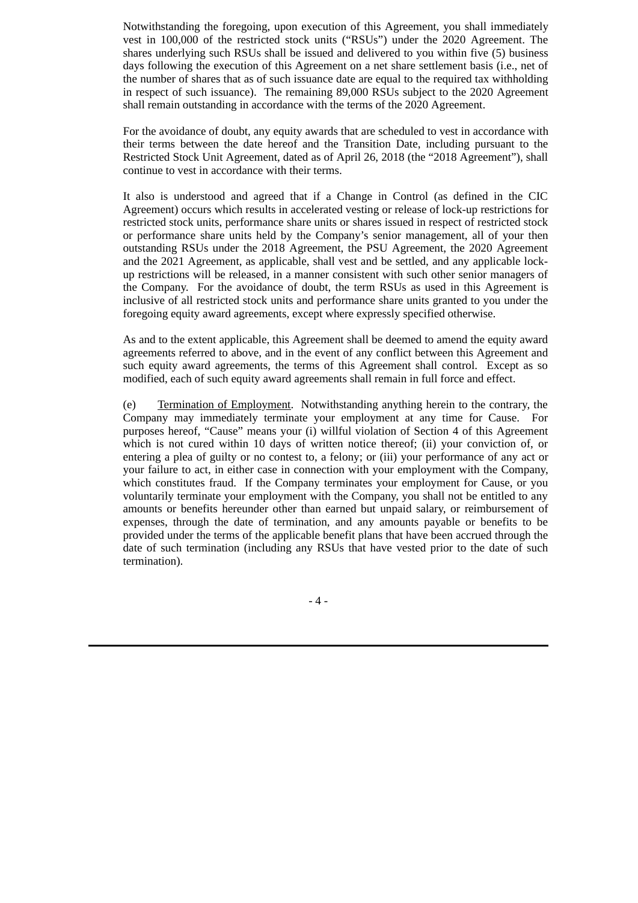Notwithstanding the foregoing, upon execution of this Agreement, you shall immediately vest in 100,000 of the restricted stock units ("RSUs") under the 2020 Agreement. The shares underlying such RSUs shall be issued and delivered to you within five (5) business days following the execution of this Agreement on a net share settlement basis (i.e., net of the number of shares that as of such issuance date are equal to the required tax withholding in respect of such issuance). The remaining 89,000 RSUs subject to the 2020 Agreement shall remain outstanding in accordance with the terms of the 2020 Agreement.

For the avoidance of doubt, any equity awards that are scheduled to vest in accordance with their terms between the date hereof and the Transition Date, including pursuant to the Restricted Stock Unit Agreement, dated as of April 26, 2018 (the "2018 Agreement"), shall continue to vest in accordance with their terms.

It also is understood and agreed that if a Change in Control (as defined in the CIC Agreement) occurs which results in accelerated vesting or release of lock-up restrictions for restricted stock units, performance share units or shares issued in respect of restricted stock or performance share units held by the Company's senior management, all of your then outstanding RSUs under the 2018 Agreement, the PSU Agreement, the 2020 Agreement and the 2021 Agreement, as applicable, shall vest and be settled, and any applicable lock-up restrictions will be released, in a manner consistent with such other senior managers of the Company. For the avoidance of doubt, the term RSUs as used in this Agreement is inclusive of all restricted stock units and performance share units granted to you under the foregoing equity award agreements, except where expressly specified otherwise.

As and to the extent applicable, this Agreement shall be deemed to amend the equity award agreements referred to above, and in the event of any conflict between this Agreement and such equity award agreements, the terms of this Agreement shall control. Except as so modified, each of such equity award agreements shall remain in full force and effect.

(e) Termination of Employment. Notwithstanding anything herein to the contrary, the Company may immediately terminate your employment at any time for Cause. For purposes hereof, "Cause" means your (i) willful violation of Section 4 of this Agreement which is not cured within 10 days of written notice thereof; (ii) your conviction of, or entering a plea of guilty or no contest to, a felony; or (iii) your performance of any act or your failure to act, in either case in connection with your employment with the Company, which constitutes fraud. If the Company terminates your employment for Cause, or you voluntarily terminate your employment with the Company, you shall not be entitled to any amounts or benefits hereunder other than earned but unpaid salary, or reimbursement of expenses, through the date of termination, and any amounts payable or benefits to be provided under the terms of the applicable benefit plans that have been accrued through the date of such termination (including any RSUs that have vested prior to the date of such termination).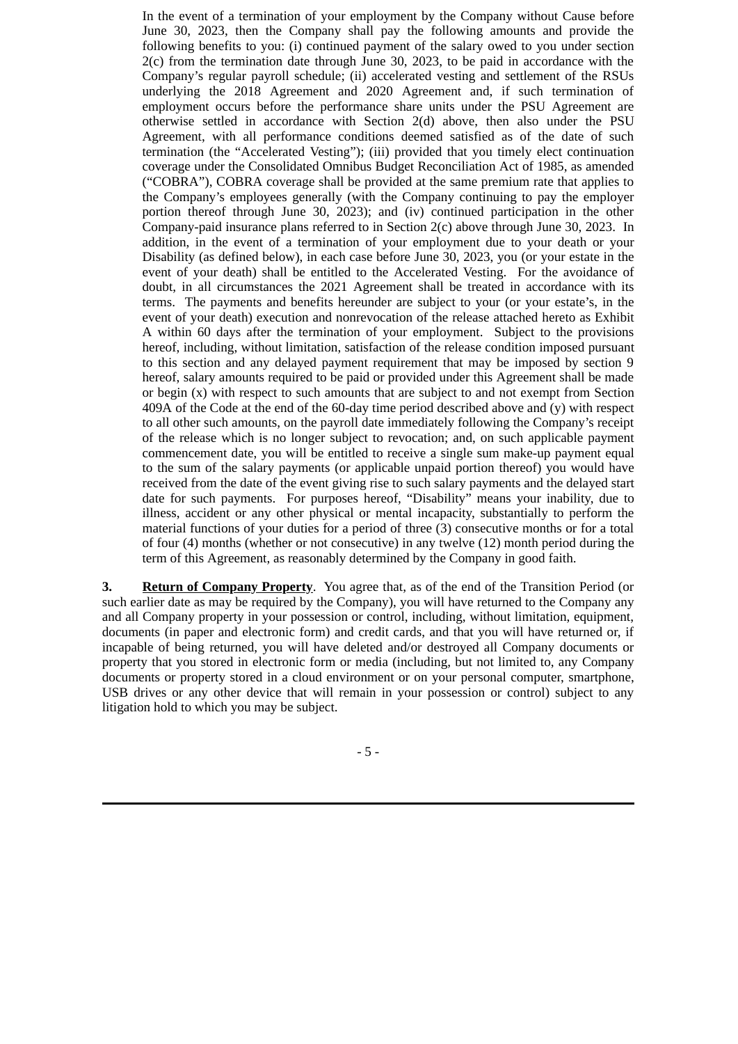In the event of a termination of your employment by the Company without Cause before June 30, 2023, then the Company shall pay the following amounts and provide the following benefits to you: (i) continued payment of the salary owed to you under section 2(c) from the termination date through June 30, 2023, to be paid in accordance with the Company's regular payroll schedule; (ii) accelerated vesting and settlement of the RSUs underlying the 2018 Agreement and 2020 Agreement and, if such termination of employment occurs before the performance share units under the PSU Agreement are otherwise settled in accordance with Section 2(d) above, then also under the PSU Agreement, with all performance conditions deemed satisfied as of the date of such termination (the "Accelerated Vesting"); (iii) provided that you timely elect continuation coverage under the Consolidated Omnibus Budget Reconciliation Act of 1985, as amended ("COBRA"), COBRA coverage shall be provided at the same premium rate that applies to the Company's employees generally (with the Company continuing to pay the employer portion thereof through June 30, 2023); and (iv) continued participation in the other Company-paid insurance plans referred to in Section 2(c) above through June 30, 2023. In addition, in the event of a termination of your employment due to your death or your Disability (as defined below), in each case before June 30, 2023, you (or your estate in the event of your death) shall be entitled to the Accelerated Vesting. For the avoidance of doubt, in all circumstances the 2021 Agreement shall be treated in accordance with its terms. The payments and benefits hereunder are subject to your (or your estate's, in the event of your death) execution and nonrevocation of the release attached hereto as Exhibit A within 60 days after the termination of your employment. Subject to the provisions hereof, including, without limitation, satisfaction of the release condition imposed pursuant to this section and any delayed payment requirement that may be imposed by section 9 hereof, salary amounts required to be paid or provided under this Agreement shall be made or begin (x) with respect to such amounts that are subject to and not exempt from Section 409A of the Code at the end of the 60-day time period described above and (y) with respect to all other such amounts, on the payroll date immediately following the Company's receipt of the release which is no longer subject to revocation; and, on such applicable payment commencement date, you will be entitled to receive a single sum make-up payment equal to the sum of the salary payments (or applicable unpaid portion thereof) you would have received from the date of the event giving rise to such salary payments and the delayed start date for such payments. For purposes hereof, "Disability" means your inability, due to illness, accident or any other physical or mental incapacity, substantially to perform the material functions of your duties for a period of three (3) consecutive months or for a total of four (4) months (whether or not consecutive) in any twelve (12) month period during the term of this Agreement, as reasonably determined by the Company in good faith.

**3.** **Return of Company Property**. You agree that, as of the end of the Transition Period (or such earlier date as may be required by the Company), you will have returned to the Company any and all Company property in your possession or control, including, without limitation, equipment, documents (in paper and electronic form) and credit cards, and that you will have returned or, if incapable of being returned, you will have deleted and/or destroyed all Company documents or property that you stored in electronic form or media (including, but not limited to, any Company documents or property stored in a cloud environment or on your personal computer, smartphone, USB drives or any other device that will remain in your possession or control) subject to any litigation hold to which you may be subject.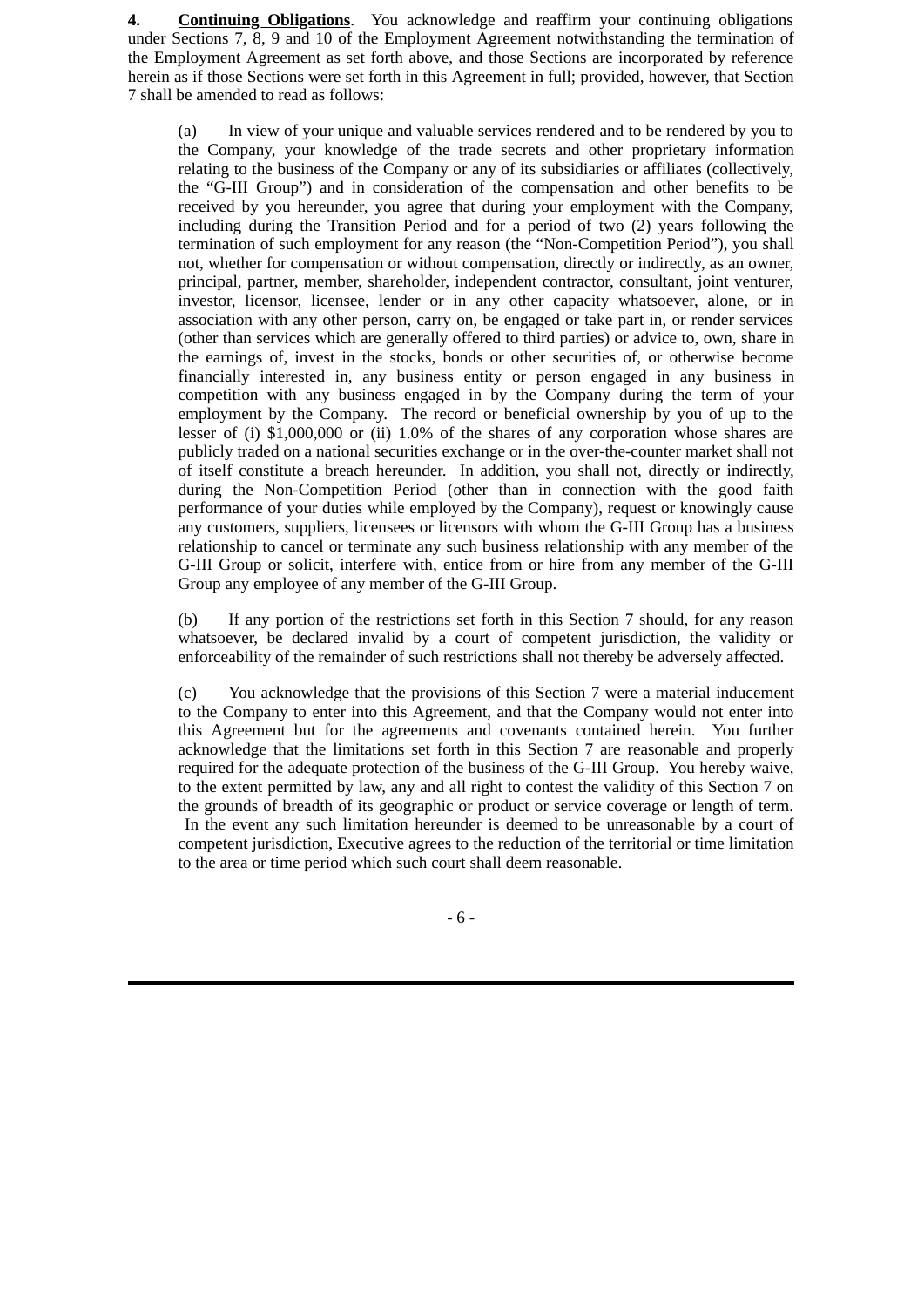**4. <u>Continuing Obligations</u>**. You acknowledge and reaffirm your continuing obligations under Sections 7, 8, 9 and 10 of the Employment Agreement notwithstanding the termination of the Employment Agreement as set forth above, and those Sections are incorporated by reference herein as if those Sections were set forth in this Agreement in full; provided, however, that Section 7 shall be amended to read as follows:

(a) In view of your unique and valuable services rendered and to be rendered by you to the Company, your knowledge of the trade secrets and other proprietary information relating to the business of the Company or any of its subsidiaries or affiliates (collectively, the "G-III Group") and in consideration of the compensation and other benefits to be received by you hereunder, you agree that during your employment with the Company, including during the Transition Period and for a period of two (2) years following the termination of such employment for any reason (the "Non-Competition Period"), you shall not, whether for compensation or without compensation, directly or indirectly, as an owner, principal, partner, member, shareholder, independent contractor, consultant, joint venturer, investor, licensor, licensee, lender or in any other capacity whatsoever, alone, or in association with any other person, carry on, be engaged or take part in, or render services (other than services which are generally offered to third parties) or advice to, own, share in the earnings of, invest in the stocks, bonds or other securities of, or otherwise become financially interested in, any business entity or person engaged in any business in competition with any business engaged in by the Company during the term of your employment by the Company. The record or beneficial ownership by you of up to the lesser of (i) $1,000,000 or (ii) 1.0% of the shares of any corporation whose shares are publicly traded on a national securities exchange or in the over-the-counter market shall not of itself constitute a breach hereunder. In addition, you shall not, directly or indirectly, during the Non-Competition Period (other than in connection with the good faith performance of your duties while employed by the Company), request or knowingly cause any customers, suppliers, licensees or licensors with whom the G-III Group has a business relationship to cancel or terminate any such business relationship with any member of the G-III Group or solicit, interfere with, entice from or hire from any member of the G-III Group any employee of any member of the G-III Group.

(b) If any portion of the restrictions set forth in this Section 7 should, for any reason whatsoever, be declared invalid by a court of competent jurisdiction, the validity or enforceability of the remainder of such restrictions shall not thereby be adversely affected.

(c) You acknowledge that the provisions of this Section 7 were a material inducement to the Company to enter into this Agreement, and that the Company would not enter into this Agreement but for the agreements and covenants contained herein. You further acknowledge that the limitations set forth in this Section 7 are reasonable and properly required for the adequate protection of the business of the G-III Group. You hereby waive, to the extent permitted by law, any and all right to contest the validity of this Section 7 on the grounds of breadth of its geographic or product or service coverage or length of term. In the event any such limitation hereunder is deemed to be unreasonable by a court of competent jurisdiction, Executive agrees to the reduction of the territorial or time limitation to the area or time period which such court shall deem reasonable.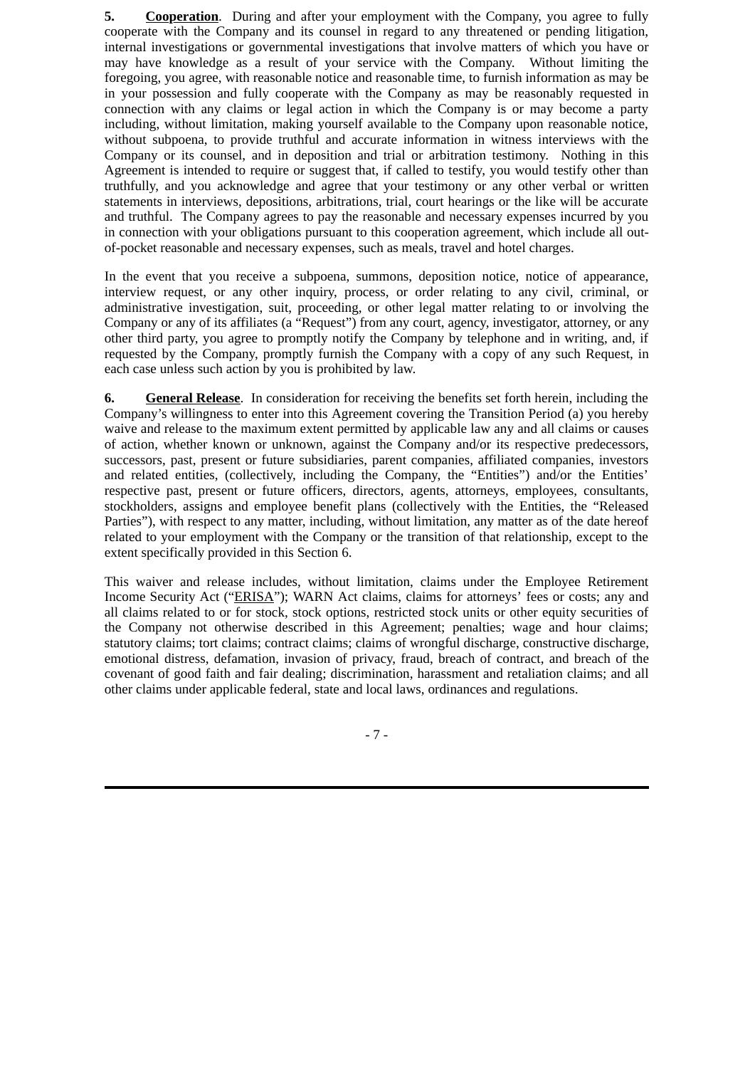**5. Cooperation**. During and after your employment with the Company, you agree to fully cooperate with the Company and its counsel in regard to any threatened or pending litigation, internal investigations or governmental investigations that involve matters of which you have or may have knowledge as a result of your service with the Company. Without limiting the foregoing, you agree, with reasonable notice and reasonable time, to furnish information as may be in your possession and fully cooperate with the Company as may be reasonably requested in connection with any claims or legal action in which the Company is or may become a party including, without limitation, making yourself available to the Company upon reasonable notice, without subpoena, to provide truthful and accurate information in witness interviews with the Company or its counsel, and in deposition and trial or arbitration testimony. Nothing in this Agreement is intended to require or suggest that, if called to testify, you would testify other than truthfully, and you acknowledge and agree that your testimony or any other verbal or written statements in interviews, depositions, arbitrations, trial, court hearings or the like will be accurate and truthful. The Company agrees to pay the reasonable and necessary expenses incurred by you in connection with your obligations pursuant to this cooperation agreement, which include all out-of-pocket reasonable and necessary expenses, such as meals, travel and hotel charges.

In the event that you receive a subpoena, summons, deposition notice, notice of appearance, interview request, or any other inquiry, process, or order relating to any civil, criminal, or administrative investigation, suit, proceeding, or other legal matter relating to or involving the Company or any of its affiliates (a "Request") from any court, agency, investigator, attorney, or any other third party, you agree to promptly notify the Company by telephone and in writing, and, if requested by the Company, promptly furnish the Company with a copy of any such Request, in each case unless such action by you is prohibited by law.

**6. General Release**. In consideration for receiving the benefits set forth herein, including the Company's willingness to enter into this Agreement covering the Transition Period (a) you hereby waive and release to the maximum extent permitted by applicable law any and all claims or causes of action, whether known or unknown, against the Company and/or its respective predecessors, successors, past, present or future subsidiaries, parent companies, affiliated companies, investors and related entities, (collectively, including the Company, the "Entities") and/or the Entities' respective past, present or future officers, directors, agents, attorneys, employees, consultants, stockholders, assigns and employee benefit plans (collectively with the Entities, the "Released Parties"), with respect to any matter, including, without limitation, any matter as of the date hereof related to your employment with the Company or the transition of that relationship, except to the extent specifically provided in this Section 6.

This waiver and release includes, without limitation, claims under the Employee Retirement Income Security Act ("ERISA"); WARN Act claims, claims for attorneys' fees or costs; any and all claims related to or for stock, stock options, restricted stock units or other equity securities of the Company not otherwise described in this Agreement; penalties; wage and hour claims; statutory claims; tort claims; contract claims; claims of wrongful discharge, constructive discharge, emotional distress, defamation, invasion of privacy, fraud, breach of contract, and breach of the covenant of good faith and fair dealing; discrimination, harassment and retaliation claims; and all other claims under applicable federal, state and local laws, ordinances and regulations.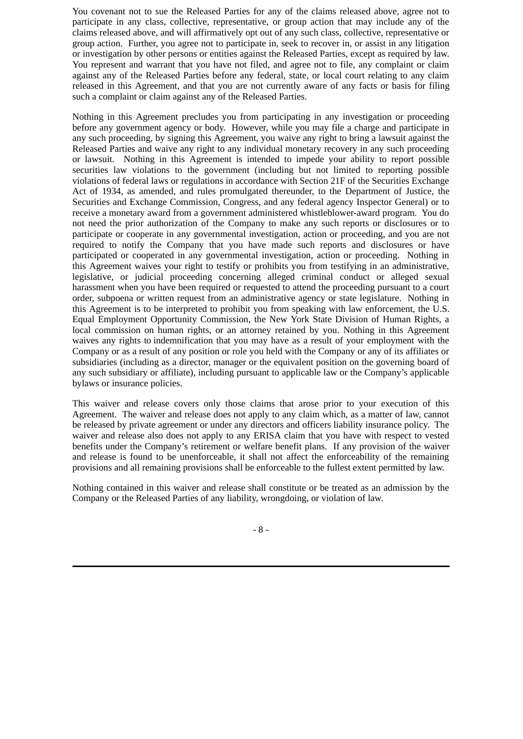You covenant not to sue the Released Parties for any of the claims released above, agree not to participate in any class, collective, representative, or group action that may include any of the claims released above, and will affirmatively opt out of any such class, collective, representative or group action. Further, you agree not to participate in, seek to recover in, or assist in any litigation or investigation by other persons or entities against the Released Parties, except as required by law. You represent and warrant that you have not filed, and agree not to file, any complaint or claim against any of the Released Parties before any federal, state, or local court relating to any claim released in this Agreement, and that you are not currently aware of any facts or basis for filing such a complaint or claim against any of the Released Parties.

Nothing in this Agreement precludes you from participating in any investigation or proceeding before any government agency or body. However, while you may file a charge and participate in any such proceeding, by signing this Agreement, you waive any right to bring a lawsuit against the Released Parties and waive any right to any individual monetary recovery in any such proceeding or lawsuit. Nothing in this Agreement is intended to impede your ability to report possible securities law violations to the government (including but not limited to reporting possible violations of federal laws or regulations in accordance with Section 21F of the Securities Exchange Act of 1934, as amended, and rules promulgated thereunder, to the Department of Justice, the Securities and Exchange Commission, Congress, and any federal agency Inspector General) or to receive a monetary award from a government administered whistleblower-award program. You do not need the prior authorization of the Company to make any such reports or disclosures or to participate or cooperate in any governmental investigation, action or proceeding, and you are not required to notify the Company that you have made such reports and disclosures or have participated or cooperated in any governmental investigation, action or proceeding. Nothing in this Agreement waives your right to testify or prohibits you from testifying in an administrative, legislative, or judicial proceeding concerning alleged criminal conduct or alleged sexual harassment when you have been required or requested to attend the proceeding pursuant to a court order, subpoena or written request from an administrative agency or state legislature. Nothing in this Agreement is to be interpreted to prohibit you from speaking with law enforcement, the U.S. Equal Employment Opportunity Commission, the New York State Division of Human Rights, a local commission on human rights, or an attorney retained by you. Nothing in this Agreement waives any rights to indemnification that you may have as a result of your employment with the Company or as a result of any position or role you held with the Company or any of its affiliates or subsidiaries (including as a director, manager or the equivalent position on the governing board of any such subsidiary or affiliate), including pursuant to applicable law or the Company's applicable bylaws or insurance policies.

This waiver and release covers only those claims that arose prior to your execution of this Agreement. The waiver and release does not apply to any claim which, as a matter of law, cannot be released by private agreement or under any directors and officers liability insurance policy. The waiver and release also does not apply to any ERISA claim that you have with respect to vested benefits under the Company's retirement or welfare benefit plans. If any provision of the waiver and release is found to be unenforceable, it shall not affect the enforceability of the remaining provisions and all remaining provisions shall be enforceable to the fullest extent permitted by law.

Nothing contained in this waiver and release shall constitute or be treated as an admission by the Company or the Released Parties of any liability, wrongdoing, or violation of law.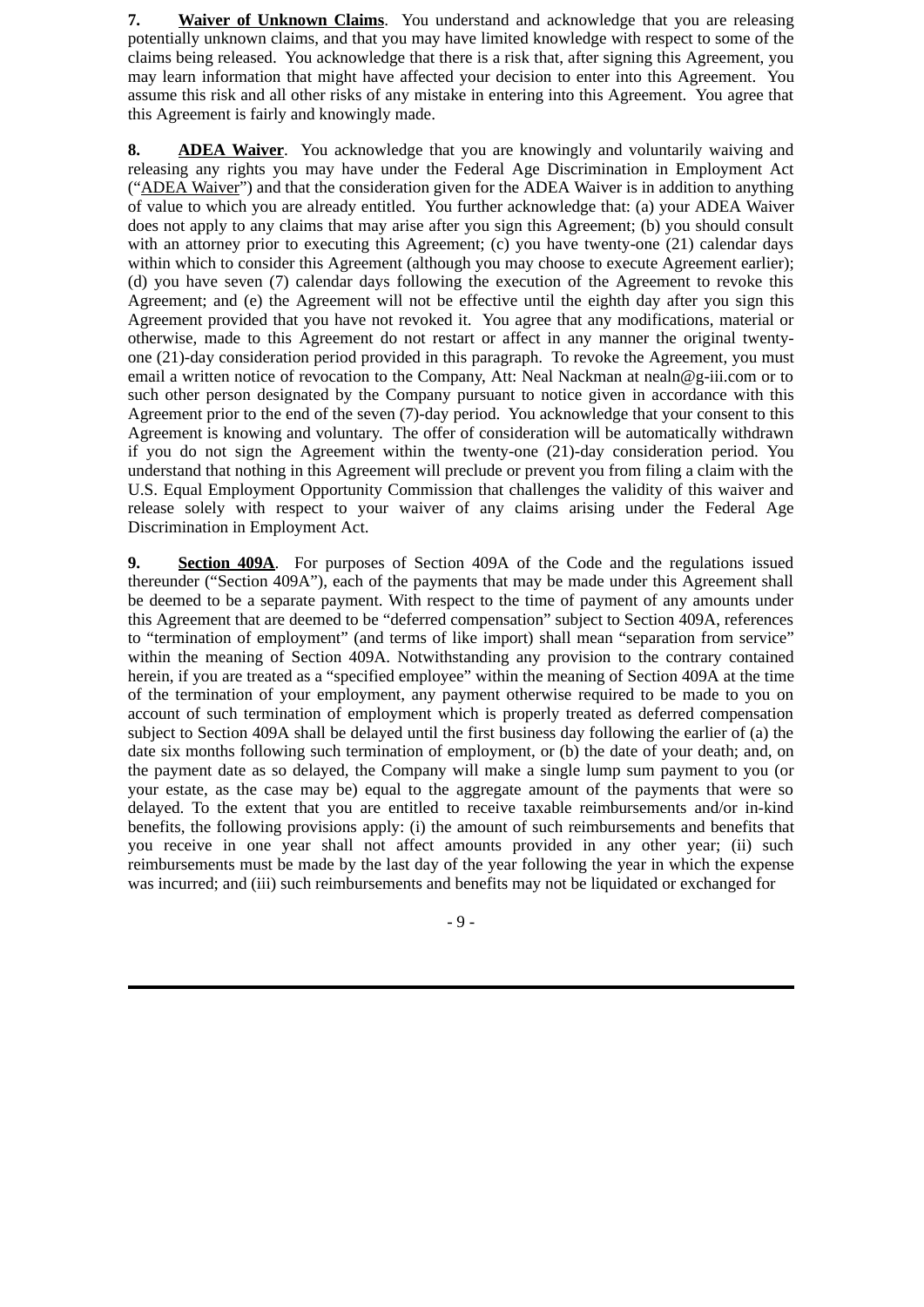**7. Waiver of Unknown Claims**. You understand and acknowledge that you are releasing potentially unknown claims, and that you may have limited knowledge with respect to some of the claims being released. You acknowledge that there is a risk that, after signing this Agreement, you may learn information that might have affected your decision to enter into this Agreement. You assume this risk and all other risks of any mistake in entering into this Agreement. You agree that this Agreement is fairly and knowingly made.

**8. ADEA Waiver**. You acknowledge that you are knowingly and voluntarily waiving and releasing any rights you may have under the Federal Age Discrimination in Employment Act ("ADEA Waiver") and that the consideration given for the ADEA Waiver is in addition to anything of value to which you are already entitled. You further acknowledge that: (a) your ADEA Waiver does not apply to any claims that may arise after you sign this Agreement; (b) you should consult with an attorney prior to executing this Agreement; (c) you have twenty-one (21) calendar days within which to consider this Agreement (although you may choose to execute Agreement earlier); (d) you have seven (7) calendar days following the execution of the Agreement to revoke this Agreement; and (e) the Agreement will not be effective until the eighth day after you sign this Agreement provided that you have not revoked it. You agree that any modifications, material or otherwise, made to this Agreement do not restart or affect in any manner the original twenty-one (21)-day consideration period provided in this paragraph. To revoke the Agreement, you must email a written notice of revocation to the Company, Att: Neal Nackman at nealn@g-iii.com or to such other person designated by the Company pursuant to notice given in accordance with this Agreement prior to the end of the seven (7)-day period. You acknowledge that your consent to this Agreement is knowing and voluntary. The offer of consideration will be automatically withdrawn if you do not sign the Agreement within the twenty-one (21)-day consideration period. You understand that nothing in this Agreement will preclude or prevent you from filing a claim with the U.S. Equal Employment Opportunity Commission that challenges the validity of this waiver and release solely with respect to your waiver of any claims arising under the Federal Age Discrimination in Employment Act.

**9. Section 409A**. For purposes of Section 409A of the Code and the regulations issued thereunder ("Section 409A"), each of the payments that may be made under this Agreement shall be deemed to be a separate payment. With respect to the time of payment of any amounts under this Agreement that are deemed to be "deferred compensation" subject to Section 409A, references to "termination of employment" (and terms of like import) shall mean "separation from service" within the meaning of Section 409A. Notwithstanding any provision to the contrary contained herein, if you are treated as a "specified employee" within the meaning of Section 409A at the time of the termination of your employment, any payment otherwise required to be made to you on account of such termination of employment which is properly treated as deferred compensation subject to Section 409A shall be delayed until the first business day following the earlier of (a) the date six months following such termination of employment, or (b) the date of your death; and, on the payment date as so delayed, the Company will make a single lump sum payment to you (or your estate, as the case may be) equal to the aggregate amount of the payments that were so delayed. To the extent that you are entitled to receive taxable reimbursements and/or in-kind benefits, the following provisions apply: (i) the amount of such reimbursements and benefits that you receive in one year shall not affect amounts provided in any other year; (ii) such reimbursements must be made by the last day of the year following the year in which the expense was incurred; and (iii) such reimbursements and benefits may not be liquidated or exchanged for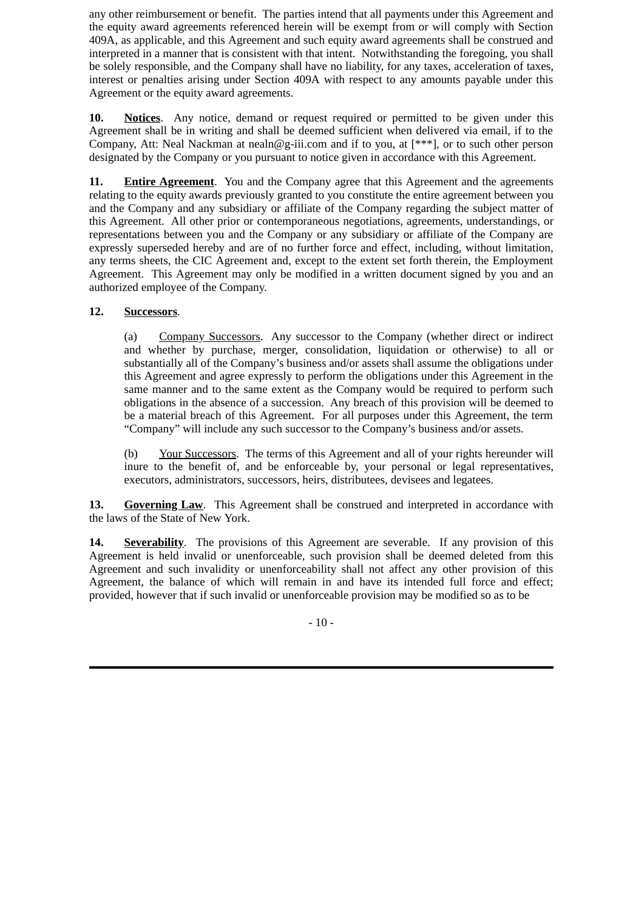any other reimbursement or benefit. The parties intend that all payments under this Agreement and the equity award agreements referenced herein will be exempt from or will comply with Section 409A, as applicable, and this Agreement and such equity award agreements shall be construed and interpreted in a manner that is consistent with that intent. Notwithstanding the foregoing, you shall be solely responsible, and the Company shall have no liability, for any taxes, acceleration of taxes, interest or penalties arising under Section 409A with respect to any amounts payable under this Agreement or the equity award agreements.

**10. Notices**. Any notice, demand or request required or permitted to be given under this Agreement shall be in writing and shall be deemed sufficient when delivered via email, if to the Company, Att: Neal Nackman at nealn@g-iii.com and if to you, at [***], or to such other person designated by the Company or you pursuant to notice given in accordance with this Agreement.

**11. Entire Agreement**. You and the Company agree that this Agreement and the agreements relating to the equity awards previously granted to you constitute the entire agreement between you and the Company and any subsidiary or affiliate of the Company regarding the subject matter of this Agreement. All other prior or contemporaneous negotiations, agreements, understandings, or representations between you and the Company or any subsidiary or affiliate of the Company are expressly superseded hereby and are of no further force and effect, including, without limitation, any terms sheets, the CIC Agreement and, except to the extent set forth therein, the Employment Agreement. This Agreement may only be modified in a written document signed by you and an authorized employee of the Company.

**12. Successors**.

(a) Company Successors. Any successor to the Company (whether direct or indirect and whether by purchase, merger, consolidation, liquidation or otherwise) to all or substantially all of the Company's business and/or assets shall assume the obligations under this Agreement and agree expressly to perform the obligations under this Agreement in the same manner and to the same extent as the Company would be required to perform such obligations in the absence of a succession. Any breach of this provision will be deemed to be a material breach of this Agreement. For all purposes under this Agreement, the term "Company" will include any such successor to the Company's business and/or assets.

(b) Your Successors. The terms of this Agreement and all of your rights hereunder will inure to the benefit of, and be enforceable by, your personal or legal representatives, executors, administrators, successors, heirs, distributees, devisees and legatees.

**13. Governing Law**. This Agreement shall be construed and interpreted in accordance with the laws of the State of New York.

**14. Severability**. The provisions of this Agreement are severable. If any provision of this Agreement is held invalid or unenforceable, such provision shall be deemed deleted from this Agreement and such invalidity or unenforceability shall not affect any other provision of this Agreement, the balance of which will remain in and have its intended full force and effect; provided, however that if such invalid or unenforceable provision may be modified so as to be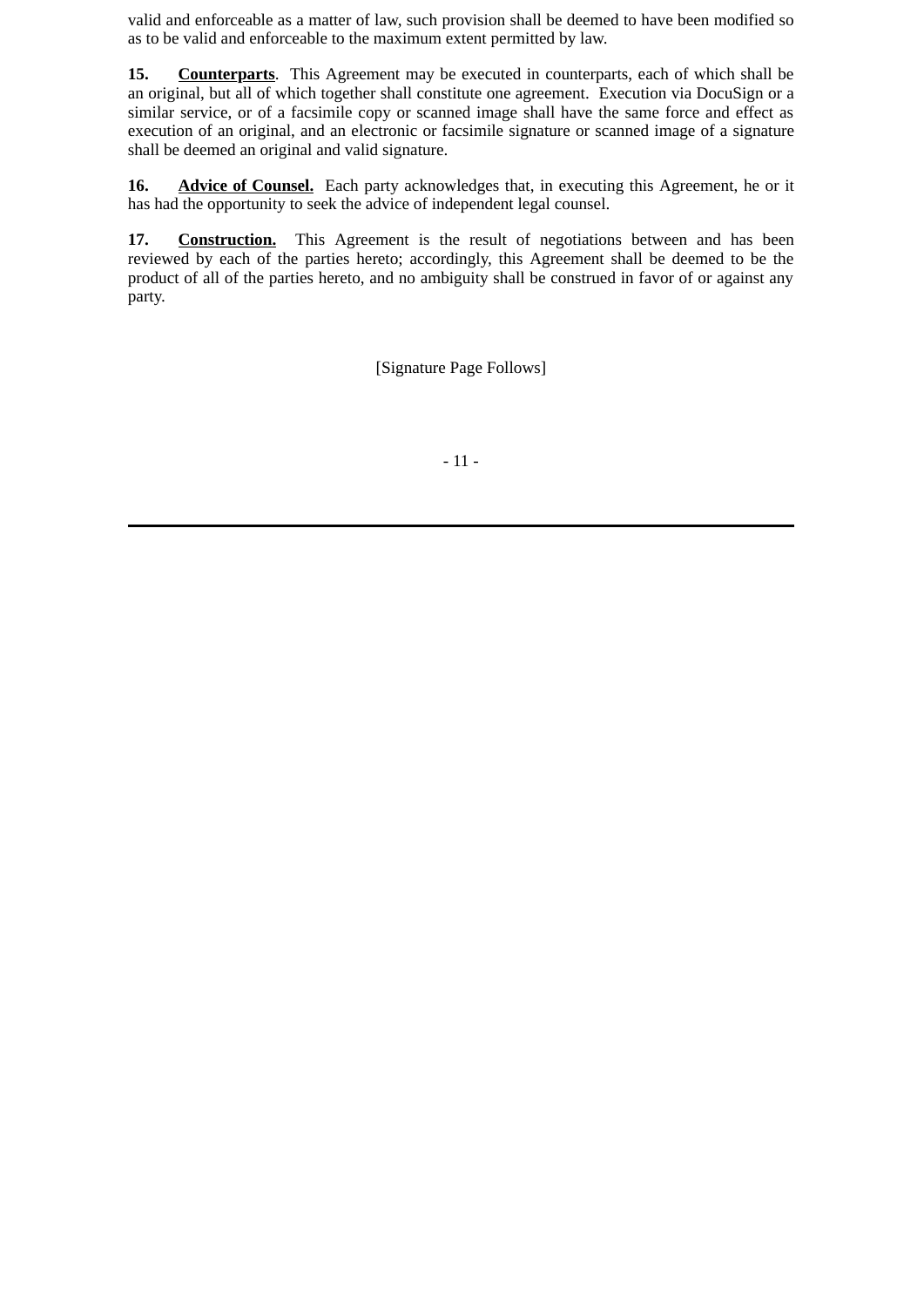valid and enforceable as a matter of law, such provision shall be deemed to have been modified so as to be valid and enforceable to the maximum extent permitted by law.

**15. Counterparts**. This Agreement may be executed in counterparts, each of which shall be an original, but all of which together shall constitute one agreement. Execution via DocuSign or a similar service, or of a facsimile copy or scanned image shall have the same force and effect as execution of an original, and an electronic or facsimile signature or scanned image of a signature shall be deemed an original and valid signature.

**16. Advice of Counsel.** Each party acknowledges that, in executing this Agreement, he or it has had the opportunity to seek the advice of independent legal counsel.

**17. Construction.** This Agreement is the result of negotiations between and has been reviewed by each of the parties hereto; accordingly, this Agreement shall be deemed to be the product of all of the parties hereto, and no ambiguity shall be construed in favor of or against any party.

[Signature Page Follows]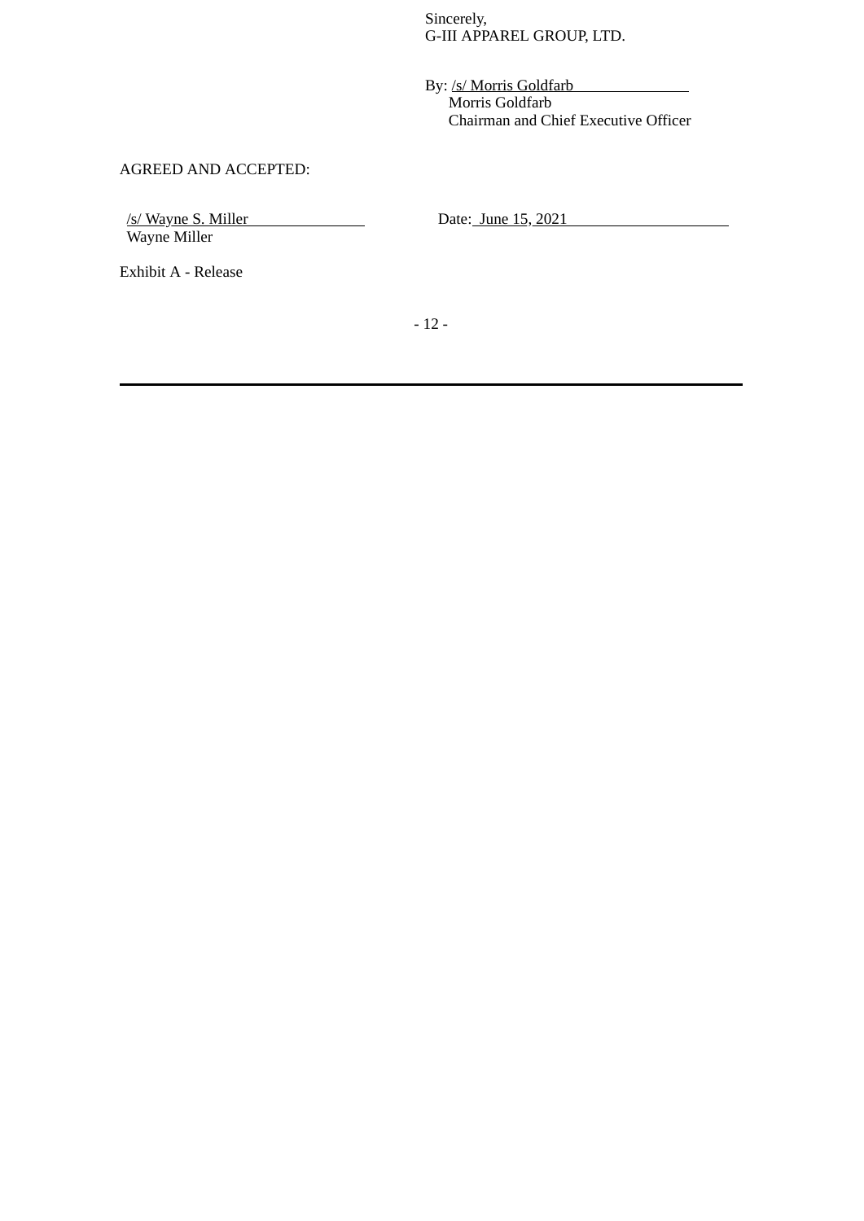Sincerely,
G-III APPAREL GROUP, LTD.

By: /s/ Morris Goldfarb
Morris Goldfarb
Chairman and Chief Executive Officer

AGREED AND ACCEPTED:

/s/ Wayne S. Miller
Wayne Miller

Date: June 15, 2021

Exhibit A - Release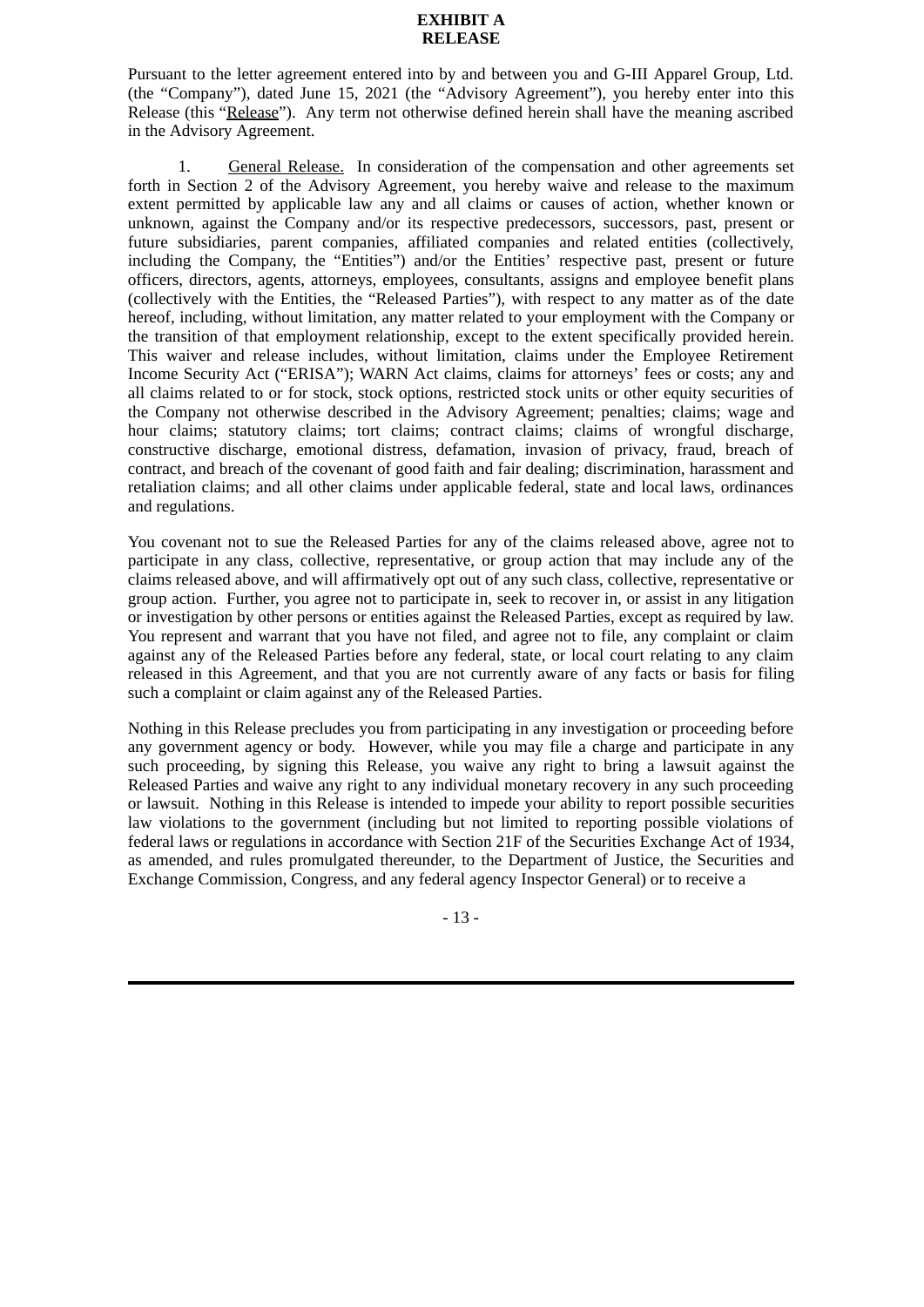# EXHIBIT A
# RELEASE

Pursuant to the letter agreement entered into by and between you and G-III Apparel Group, Ltd. (the "Company"), dated June 15, 2021 (the "Advisory Agreement"), you hereby enter into this Release (this "Release"). Any term not otherwise defined herein shall have the meaning ascribed in the Advisory Agreement.

1. General Release. In consideration of the compensation and other agreements set forth in Section 2 of the Advisory Agreement, you hereby waive and release to the maximum extent permitted by applicable law any and all claims or causes of action, whether known or unknown, against the Company and/or its respective predecessors, successors, past, present or future subsidiaries, parent companies, affiliated companies and related entities (collectively, including the Company, the "Entities") and/or the Entities' respective past, present or future officers, directors, agents, attorneys, employees, consultants, assigns and employee benefit plans (collectively with the Entities, the "Released Parties"), with respect to any matter as of the date hereof, including, without limitation, any matter related to your employment with the Company or the transition of that employment relationship, except to the extent specifically provided herein. This waiver and release includes, without limitation, claims under the Employee Retirement Income Security Act ("ERISA"); WARN Act claims, claims for attorneys' fees or costs; any and all claims related to or for stock, stock options, restricted stock units or other equity securities of the Company not otherwise described in the Advisory Agreement; penalties; claims; wage and hour claims; statutory claims; tort claims; contract claims; claims of wrongful discharge, constructive discharge, emotional distress, defamation, invasion of privacy, fraud, breach of contract, and breach of the covenant of good faith and fair dealing; discrimination, harassment and retaliation claims; and all other claims under applicable federal, state and local laws, ordinances and regulations.

You covenant not to sue the Released Parties for any of the claims released above, agree not to participate in any class, collective, representative, or group action that may include any of the claims released above, and will affirmatively opt out of any such class, collective, representative or group action. Further, you agree not to participate in, seek to recover in, or assist in any litigation or investigation by other persons or entities against the Released Parties, except as required by law. You represent and warrant that you have not filed, and agree not to file, any complaint or claim against any of the Released Parties before any federal, state, or local court relating to any claim released in this Agreement, and that you are not currently aware of any facts or basis for filing such a complaint or claim against any of the Released Parties.

Nothing in this Release precludes you from participating in any investigation or proceeding before any government agency or body. However, while you may file a charge and participate in any such proceeding, by signing this Release, you waive any right to bring a lawsuit against the Released Parties and waive any right to any individual monetary recovery in any such proceeding or lawsuit. Nothing in this Release is intended to impede your ability to report possible securities law violations to the government (including but not limited to reporting possible violations of federal laws or regulations in accordance with Section 21F of the Securities Exchange Act of 1934, as amended, and rules promulgated thereunder, to the Department of Justice, the Securities and Exchange Commission, Congress, and any federal agency Inspector General) or to receive a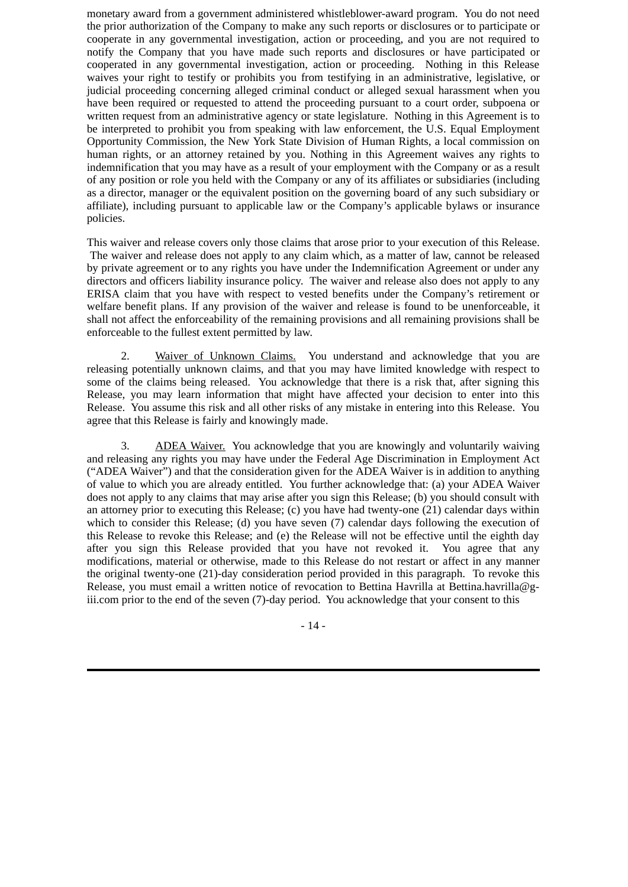monetary award from a government administered whistleblower-award program. You do not need the prior authorization of the Company to make any such reports or disclosures or to participate or cooperate in any governmental investigation, action or proceeding, and you are not required to notify the Company that you have made such reports and disclosures or have participated or cooperated in any governmental investigation, action or proceeding. Nothing in this Release waives your right to testify or prohibits you from testifying in an administrative, legislative, or judicial proceeding concerning alleged criminal conduct or alleged sexual harassment when you have been required or requested to attend the proceeding pursuant to a court order, subpoena or written request from an administrative agency or state legislature. Nothing in this Agreement is to be interpreted to prohibit you from speaking with law enforcement, the U.S. Equal Employment Opportunity Commission, the New York State Division of Human Rights, a local commission on human rights, or an attorney retained by you. Nothing in this Agreement waives any rights to indemnification that you may have as a result of your employment with the Company or as a result of any position or role you held with the Company or any of its affiliates or subsidiaries (including as a director, manager or the equivalent position on the governing board of any such subsidiary or affiliate), including pursuant to applicable law or the Company's applicable bylaws or insurance policies.

This waiver and release covers only those claims that arose prior to your execution of this Release. The waiver and release does not apply to any claim which, as a matter of law, cannot be released by private agreement or to any rights you have under the Indemnification Agreement or under any directors and officers liability insurance policy. The waiver and release also does not apply to any ERISA claim that you have with respect to vested benefits under the Company's retirement or welfare benefit plans. If any provision of the waiver and release is found to be unenforceable, it shall not affect the enforceability of the remaining provisions and all remaining provisions shall be enforceable to the fullest extent permitted by law.

2. Waiver of Unknown Claims. You understand and acknowledge that you are releasing potentially unknown claims, and that you may have limited knowledge with respect to some of the claims being released. You acknowledge that there is a risk that, after signing this Release, you may learn information that might have affected your decision to enter into this Release. You assume this risk and all other risks of any mistake in entering into this Release. You agree that this Release is fairly and knowingly made.

3. ADEA Waiver. You acknowledge that you are knowingly and voluntarily waiving and releasing any rights you may have under the Federal Age Discrimination in Employment Act ("ADEA Waiver") and that the consideration given for the ADEA Waiver is in addition to anything of value to which you are already entitled. You further acknowledge that: (a) your ADEA Waiver does not apply to any claims that may arise after you sign this Release; (b) you should consult with an attorney prior to executing this Release; (c) you have had twenty-one (21) calendar days within which to consider this Release; (d) you have seven (7) calendar days following the execution of this Release to revoke this Release; and (e) the Release will not be effective until the eighth day after you sign this Release provided that you have not revoked it. You agree that any modifications, material or otherwise, made to this Release do not restart or affect in any manner the original twenty-one (21)-day consideration period provided in this paragraph. To revoke this Release, you must email a written notice of revocation to Bettina Havrilla at Bettina.havrilla@g-iii.com prior to the end of the seven (7)-day period. You acknowledge that your consent to this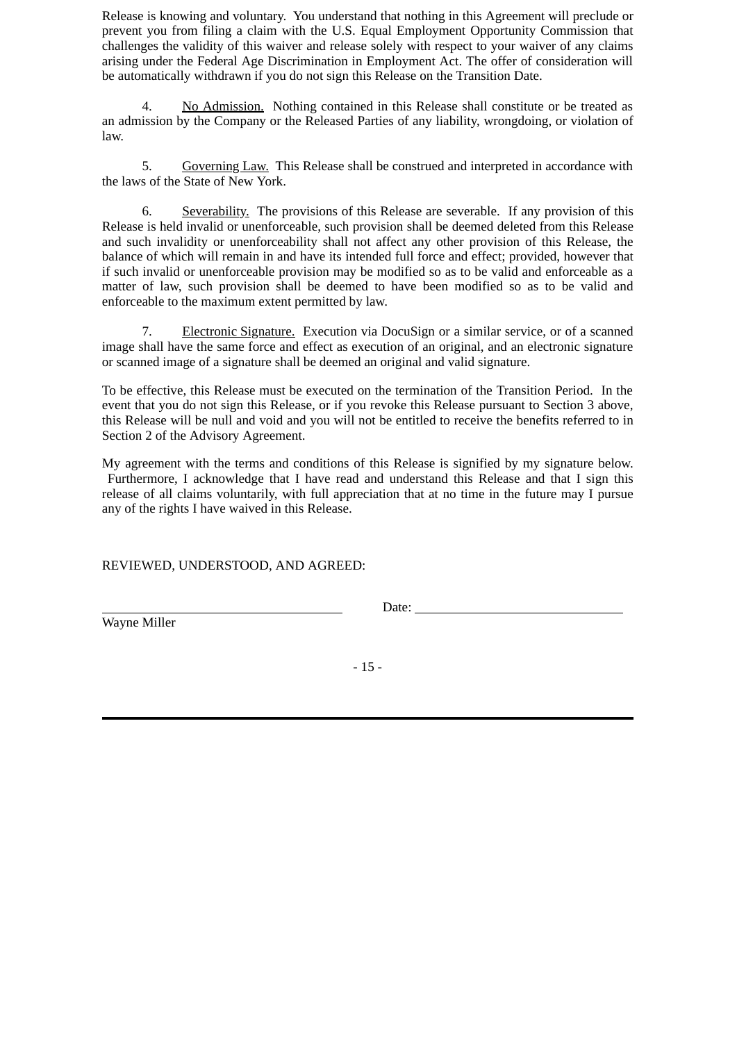Release is knowing and voluntary. You understand that nothing in this Agreement will preclude or prevent you from filing a claim with the U.S. Equal Employment Opportunity Commission that challenges the validity of this waiver and release solely with respect to your waiver of any claims arising under the Federal Age Discrimination in Employment Act. The offer of consideration will be automatically withdrawn if you do not sign this Release on the Transition Date.

4. No Admission. Nothing contained in this Release shall constitute or be treated as an admission by the Company or the Released Parties of any liability, wrongdoing, or violation of law.

5. Governing Law. This Release shall be construed and interpreted in accordance with the laws of the State of New York.

6. Severability. The provisions of this Release are severable. If any provision of this Release is held invalid or unenforceable, such provision shall be deemed deleted from this Release and such invalidity or unenforceability shall not affect any other provision of this Release, the balance of which will remain in and have its intended full force and effect; provided, however that if such invalid or unenforceable provision may be modified so as to be valid and enforceable as a matter of law, such provision shall be deemed to have been modified so as to be valid and enforceable to the maximum extent permitted by law.

7. Electronic Signature. Execution via DocuSign or a similar service, or of a scanned image shall have the same force and effect as execution of an original, and an electronic signature or scanned image of a signature shall be deemed an original and valid signature.

To be effective, this Release must be executed on the termination of the Transition Period. In the event that you do not sign this Release, or if you revoke this Release pursuant to Section 3 above, this Release will be null and void and you will not be entitled to receive the benefits referred to in Section 2 of the Advisory Agreement.

My agreement with the terms and conditions of this Release is signified by my signature below. Furthermore, I acknowledge that I have read and understand this Release and that I sign this release of all claims voluntarily, with full appreciation that at no time in the future may I pursue any of the rights I have waived in this Release.

REVIEWED, UNDERSTOOD, AND AGREED:

______________________________ Date: ____________________________

Wayne Miller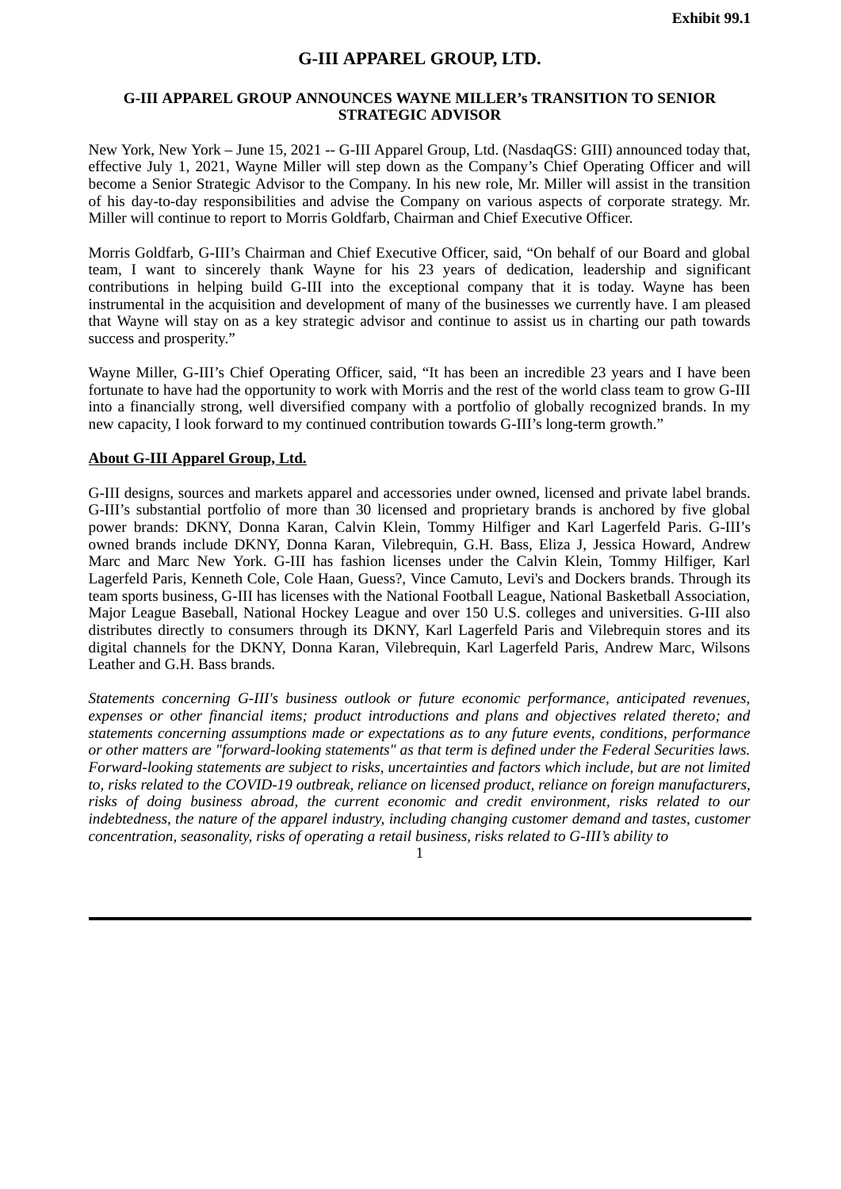Exhibit 99.1

# G-III APPAREL GROUP, LTD.

## G-III APPAREL GROUP ANNOUNCES WAYNE MILLER's TRANSITION TO SENIOR STRATEGIC ADVISOR

New York, New York – June 15, 2021 -- G-III Apparel Group, Ltd. (NasdaqGS: GIII) announced today that, effective July 1, 2021, Wayne Miller will step down as the Company's Chief Operating Officer and will become a Senior Strategic Advisor to the Company. In his new role, Mr. Miller will assist in the transition of his day-to-day responsibilities and advise the Company on various aspects of corporate strategy. Mr. Miller will continue to report to Morris Goldfarb, Chairman and Chief Executive Officer.

Morris Goldfarb, G-III's Chairman and Chief Executive Officer, said, "On behalf of our Board and global team, I want to sincerely thank Wayne for his 23 years of dedication, leadership and significant contributions in helping build G-III into the exceptional company that it is today. Wayne has been instrumental in the acquisition and development of many of the businesses we currently have. I am pleased that Wayne will stay on as a key strategic advisor and continue to assist us in charting our path towards success and prosperity."

Wayne Miller, G-III's Chief Operating Officer, said, "It has been an incredible 23 years and I have been fortunate to have had the opportunity to work with Morris and the rest of the world class team to grow G-III into a financially strong, well diversified company with a portfolio of globally recognized brands. In my new capacity, I look forward to my continued contribution towards G-III's long-term growth."

**About G-III Apparel Group, Ltd.**

G-III designs, sources and markets apparel and accessories under owned, licensed and private label brands. G-III's substantial portfolio of more than 30 licensed and proprietary brands is anchored by five global power brands: DKNY, Donna Karan, Calvin Klein, Tommy Hilfiger and Karl Lagerfeld Paris. G-III's owned brands include DKNY, Donna Karan, Vilebrequin, G.H. Bass, Eliza J, Jessica Howard, Andrew Marc and Marc New York. G-III has fashion licenses under the Calvin Klein, Tommy Hilfiger, Karl Lagerfeld Paris, Kenneth Cole, Cole Haan, Guess?, Vince Camuto, Levi's and Dockers brands. Through its team sports business, G-III has licenses with the National Football League, National Basketball Association, Major League Baseball, National Hockey League and over 150 U.S. colleges and universities. G-III also distributes directly to consumers through its DKNY, Karl Lagerfeld Paris and Vilebrequin stores and its digital channels for the DKNY, Donna Karan, Vilebrequin, Karl Lagerfeld Paris, Andrew Marc, Wilsons Leather and G.H. Bass brands.

*Statements concerning G-III's business outlook or future economic performance, anticipated revenues, expenses or other financial items; product introductions and plans and objectives related thereto; and statements concerning assumptions made or expectations as to any future events, conditions, performance or other matters are "forward-looking statements" as that term is defined under the Federal Securities laws. Forward-looking statements are subject to risks, uncertainties and factors which include, but are not limited to, risks related to the COVID-19 outbreak, reliance on licensed product, reliance on foreign manufacturers, risks of doing business abroad, the current economic and credit environment, risks related to our indebtedness, the nature of the apparel industry, including changing customer demand and tastes, customer concentration, seasonality, risks of operating a retail business, risks related to G-III's ability to*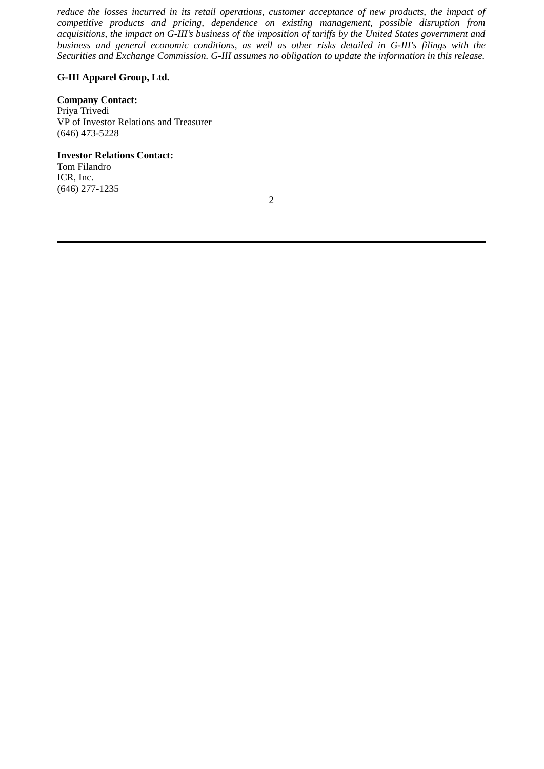*reduce the losses incurred in its retail operations, customer acceptance of new products, the impact of competitive products and pricing, dependence on existing management, possible disruption from acquisitions, the impact on G-III's business of the imposition of tariffs by the United States government and business and general economic conditions, as well as other risks detailed in G-III's filings with the Securities and Exchange Commission. G-III assumes no obligation to update the information in this release.*

**G-III Apparel Group, Ltd.**

**Company Contact:**
Priya Trivedi
VP of Investor Relations and Treasurer
(646) 473-5228

**Investor Relations Contact:**
Tom Filandro
ICR, Inc.
(646) 277-1235